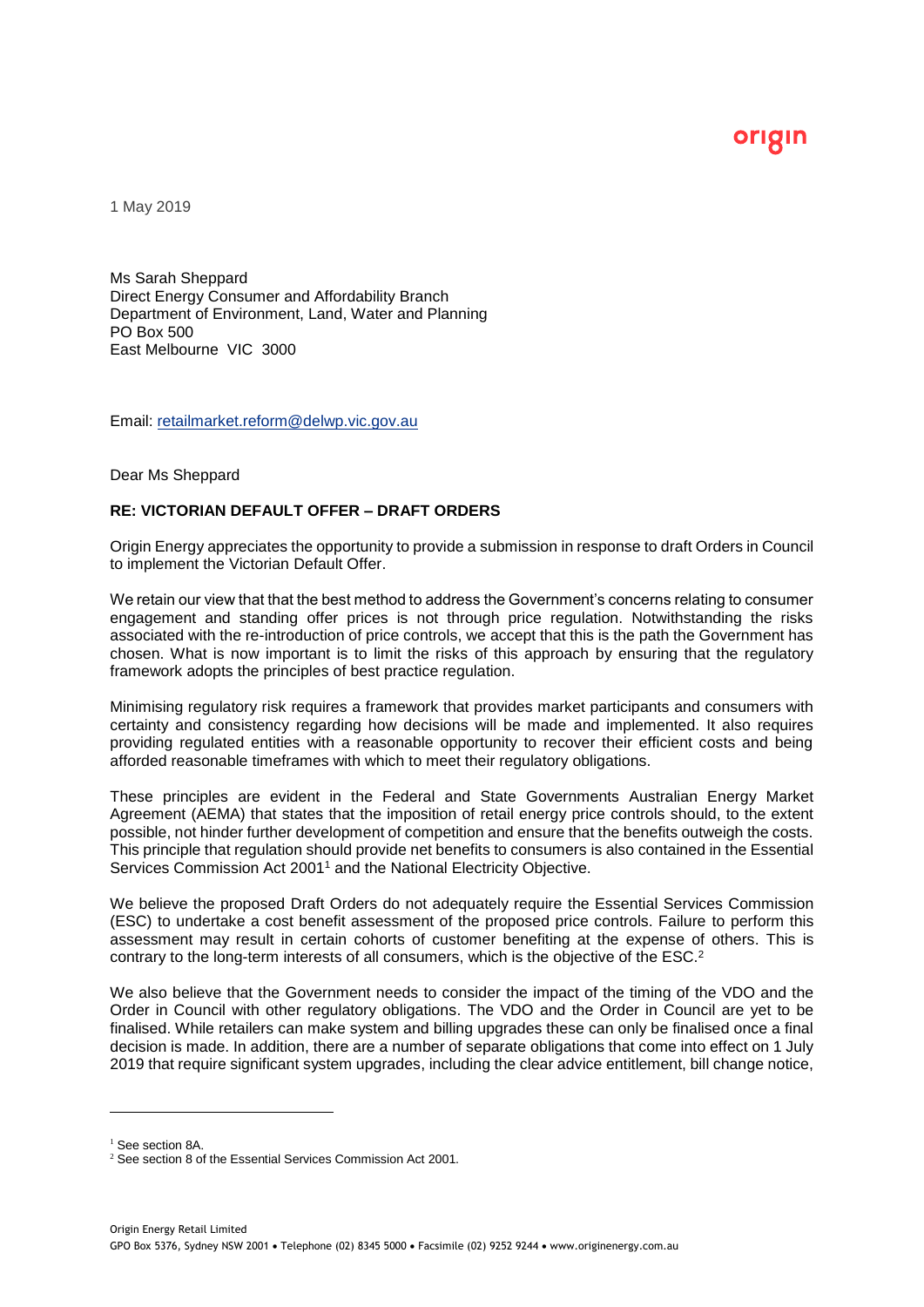origin

1 May 2019

Ms Sarah Sheppard
Direct Energy Consumer and Affordability Branch
Department of Environment, Land, Water and Planning
PO Box 500
East Melbourne VIC 3000

Email: retailmarket.reform@delwp.vic.gov.au

Dear Ms Sheppard

**RE: VICTORIAN DEFAULT OFFER – DRAFT ORDERS**

Origin Energy appreciates the opportunity to provide a submission in response to draft Orders in Council to implement the Victorian Default Offer.

We retain our view that that the best method to address the Government's concerns relating to consumer engagement and standing offer prices is not through price regulation. Notwithstanding the risks associated with the re-introduction of price controls, we accept that this is the path the Government has chosen. What is now important is to limit the risks of this approach by ensuring that the regulatory framework adopts the principles of best practice regulation.

Minimising regulatory risk requires a framework that provides market participants and consumers with certainty and consistency regarding how decisions will be made and implemented. It also requires providing regulated entities with a reasonable opportunity to recover their efficient costs and being afforded reasonable timeframes with which to meet their regulatory obligations.

These principles are evident in the Federal and State Governments Australian Energy Market Agreement (AEMA) that states that the imposition of retail energy price controls should, to the extent possible, not hinder further development of competition and ensure that the benefits outweigh the costs. This principle that regulation should provide net benefits to consumers is also contained in the Essential Services Commission Act 2001[1] and the National Electricity Objective.

We believe the proposed Draft Orders do not adequately require the Essential Services Commission (ESC) to undertake a cost benefit assessment of the proposed price controls. Failure to perform this assessment may result in certain cohorts of customer benefiting at the expense of others. This is contrary to the long-term interests of all consumers, which is the objective of the ESC.[2]

We also believe that the Government needs to consider the impact of the timing of the VDO and the Order in Council with other regulatory obligations. The VDO and the Order in Council are yet to be finalised. While retailers can make system and billing upgrades these can only be finalised once a final decision is made. In addition, there are a number of separate obligations that come into effect on 1 July 2019 that require significant system upgrades, including the clear advice entitlement, bill change notice,

[1] See section 8A.
[2] See section 8 of the Essential Services Commission Act 2001.

Origin Energy Retail Limited
GPO Box 5376, Sydney NSW 2001 • Telephone (02) 8345 5000 • Facsimile (02) 9252 9244 • www.originenergy.com.au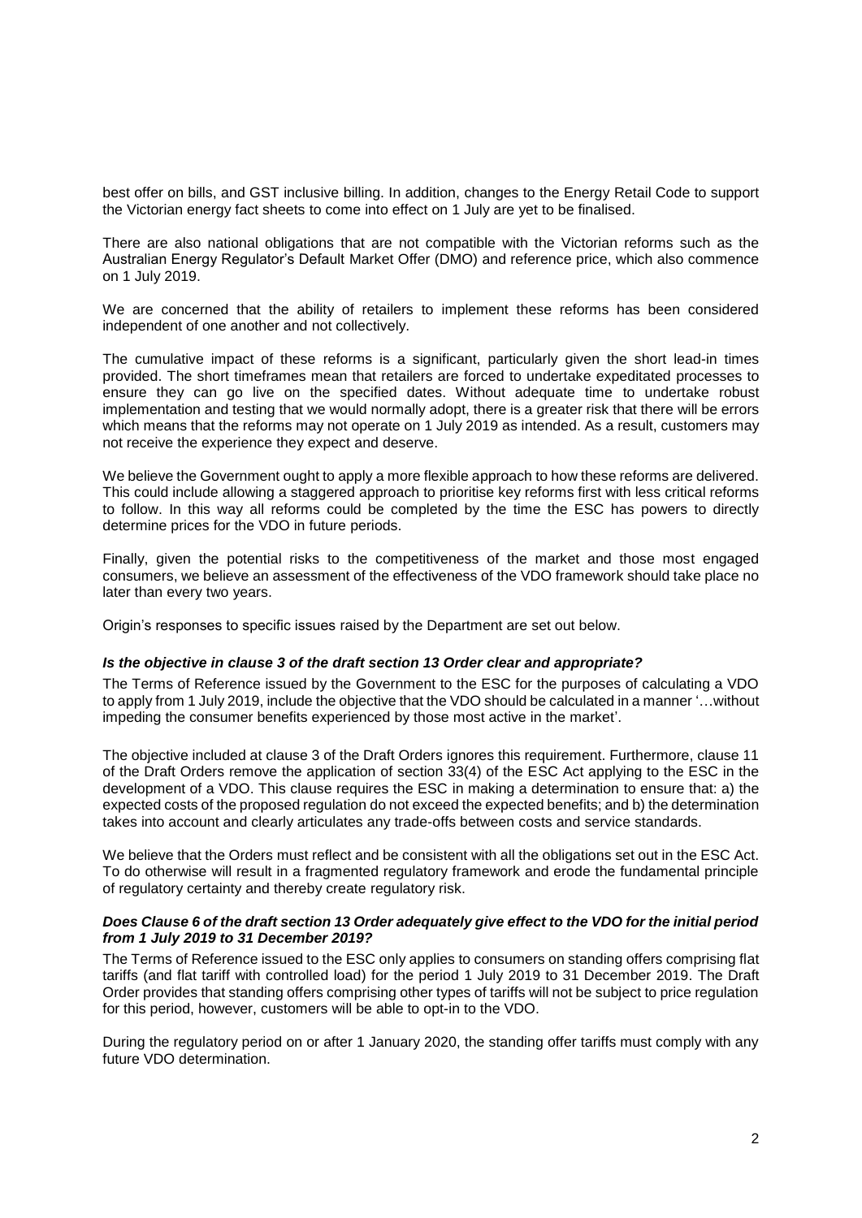best offer on bills, and GST inclusive billing. In addition, changes to the Energy Retail Code to support the Victorian energy fact sheets to come into effect on 1 July are yet to be finalised.

There are also national obligations that are not compatible with the Victorian reforms such as the Australian Energy Regulator's Default Market Offer (DMO) and reference price, which also commence on 1 July 2019.

We are concerned that the ability of retailers to implement these reforms has been considered independent of one another and not collectively.

The cumulative impact of these reforms is a significant, particularly given the short lead-in times provided. The short timeframes mean that retailers are forced to undertake expeditated processes to ensure they can go live on the specified dates. Without adequate time to undertake robust implementation and testing that we would normally adopt, there is a greater risk that there will be errors which means that the reforms may not operate on 1 July 2019 as intended. As a result, customers may not receive the experience they expect and deserve.

We believe the Government ought to apply a more flexible approach to how these reforms are delivered. This could include allowing a staggered approach to prioritise key reforms first with less critical reforms to follow. In this way all reforms could be completed by the time the ESC has powers to directly determine prices for the VDO in future periods.

Finally, given the potential risks to the competitiveness of the market and those most engaged consumers, we believe an assessment of the effectiveness of the VDO framework should take place no later than every two years.

Origin's responses to specific issues raised by the Department are set out below.

### *Is the objective in clause 3 of the draft section 13 Order clear and appropriate?*

The Terms of Reference issued by the Government to the ESC for the purposes of calculating a VDO to apply from 1 July 2019, include the objective that the VDO should be calculated in a manner '…without impeding the consumer benefits experienced by those most active in the market'.

The objective included at clause 3 of the Draft Orders ignores this requirement. Furthermore, clause 11 of the Draft Orders remove the application of section 33(4) of the ESC Act applying to the ESC in the development of a VDO. This clause requires the ESC in making a determination to ensure that: a) the expected costs of the proposed regulation do not exceed the expected benefits; and b) the determination takes into account and clearly articulates any trade-offs between costs and service standards.

We believe that the Orders must reflect and be consistent with all the obligations set out in the ESC Act. To do otherwise will result in a fragmented regulatory framework and erode the fundamental principle of regulatory certainty and thereby create regulatory risk.

### *Does Clause 6 of the draft section 13 Order adequately give effect to the VDO for the initial period from 1 July 2019 to 31 December 2019?*

The Terms of Reference issued to the ESC only applies to consumers on standing offers comprising flat tariffs (and flat tariff with controlled load) for the period 1 July 2019 to 31 December 2019. The Draft Order provides that standing offers comprising other types of tariffs will not be subject to price regulation for this period, however, customers will be able to opt-in to the VDO.

During the regulatory period on or after 1 January 2020, the standing offer tariffs must comply with any future VDO determination.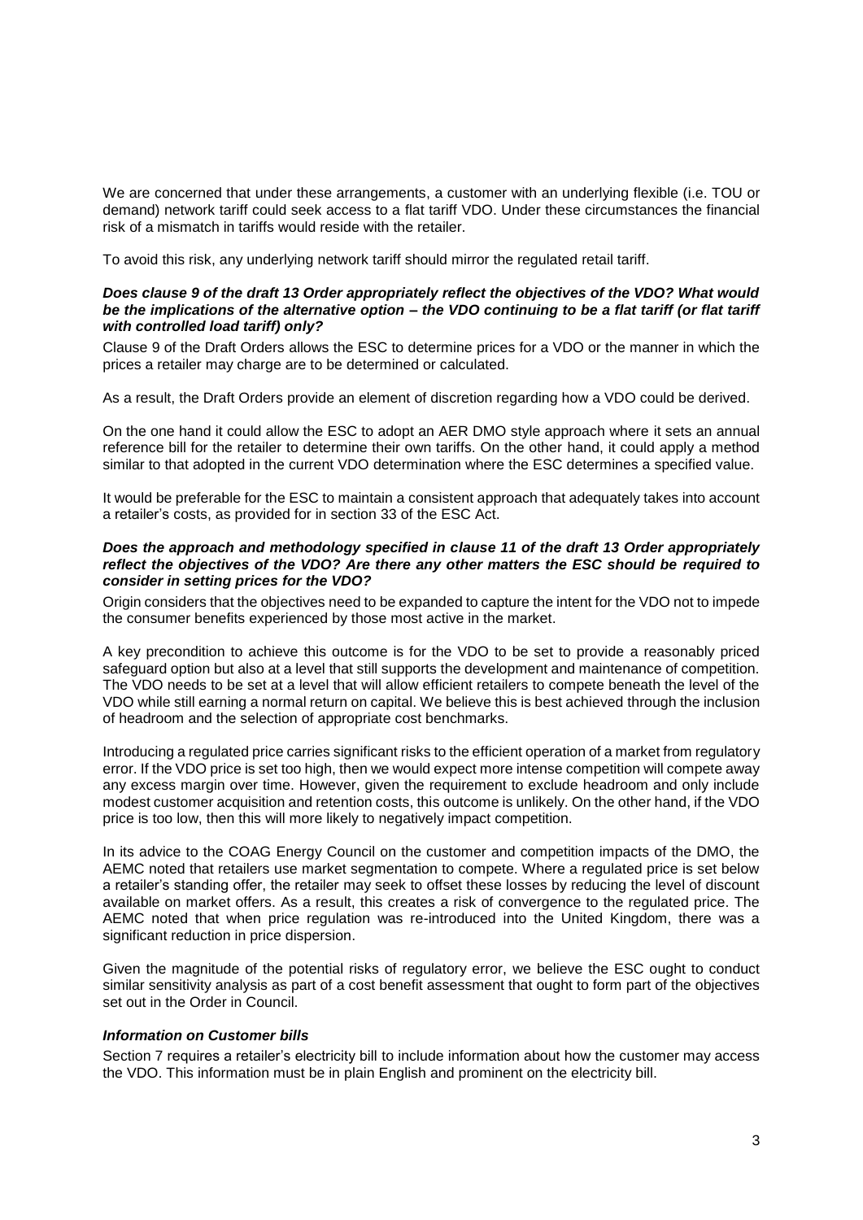We are concerned that under these arrangements, a customer with an underlying flexible (i.e. TOU or demand) network tariff could seek access to a flat tariff VDO. Under these circumstances the financial risk of a mismatch in tariffs would reside with the retailer.

To avoid this risk, any underlying network tariff should mirror the regulated retail tariff.

***Does clause 9 of the draft 13 Order appropriately reflect the objectives of the VDO? What would be the implications of the alternative option – the VDO continuing to be a flat tariff (or flat tariff with controlled load tariff) only?***

Clause 9 of the Draft Orders allows the ESC to determine prices for a VDO or the manner in which the prices a retailer may charge are to be determined or calculated.

As a result, the Draft Orders provide an element of discretion regarding how a VDO could be derived.

On the one hand it could allow the ESC to adopt an AER DMO style approach where it sets an annual reference bill for the retailer to determine their own tariffs. On the other hand, it could apply a method similar to that adopted in the current VDO determination where the ESC determines a specified value.

It would be preferable for the ESC to maintain a consistent approach that adequately takes into account a retailer's costs, as provided for in section 33 of the ESC Act.

***Does the approach and methodology specified in clause 11 of the draft 13 Order appropriately reflect the objectives of the VDO? Are there any other matters the ESC should be required to consider in setting prices for the VDO?***

Origin considers that the objectives need to be expanded to capture the intent for the VDO not to impede the consumer benefits experienced by those most active in the market.

A key precondition to achieve this outcome is for the VDO to be set to provide a reasonably priced safeguard option but also at a level that still supports the development and maintenance of competition. The VDO needs to be set at a level that will allow efficient retailers to compete beneath the level of the VDO while still earning a normal return on capital. We believe this is best achieved through the inclusion of headroom and the selection of appropriate cost benchmarks.

Introducing a regulated price carries significant risks to the efficient operation of a market from regulatory error. If the VDO price is set too high, then we would expect more intense competition will compete away any excess margin over time. However, given the requirement to exclude headroom and only include modest customer acquisition and retention costs, this outcome is unlikely. On the other hand, if the VDO price is too low, then this will more likely to negatively impact competition.

In its advice to the COAG Energy Council on the customer and competition impacts of the DMO, the AEMC noted that retailers use market segmentation to compete. Where a regulated price is set below a retailer's standing offer, the retailer may seek to offset these losses by reducing the level of discount available on market offers. As a result, this creates a risk of convergence to the regulated price. The AEMC noted that when price regulation was re-introduced into the United Kingdom, there was a significant reduction in price dispersion.

Given the magnitude of the potential risks of regulatory error, we believe the ESC ought to conduct similar sensitivity analysis as part of a cost benefit assessment that ought to form part of the objectives set out in the Order in Council.

***Information on Customer bills***

Section 7 requires a retailer's electricity bill to include information about how the customer may access the VDO. This information must be in plain English and prominent on the electricity bill.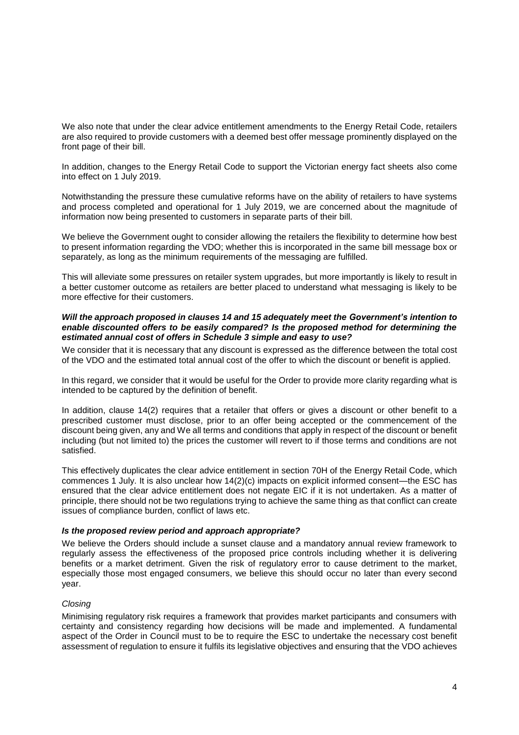We also note that under the clear advice entitlement amendments to the Energy Retail Code, retailers are also required to provide customers with a deemed best offer message prominently displayed on the front page of their bill.

In addition, changes to the Energy Retail Code to support the Victorian energy fact sheets also come into effect on 1 July 2019.

Notwithstanding the pressure these cumulative reforms have on the ability of retailers to have systems and process completed and operational for 1 July 2019, we are concerned about the magnitude of information now being presented to customers in separate parts of their bill.

We believe the Government ought to consider allowing the retailers the flexibility to determine how best to present information regarding the VDO; whether this is incorporated in the same bill message box or separately, as long as the minimum requirements of the messaging are fulfilled.

This will alleviate some pressures on retailer system upgrades, but more importantly is likely to result in a better customer outcome as retailers are better placed to understand what messaging is likely to be more effective for their customers.

***Will the approach proposed in clauses 14 and 15 adequately meet the Government's intention to enable discounted offers to be easily compared? Is the proposed method for determining the estimated annual cost of offers in Schedule 3 simple and easy to use?***

We consider that it is necessary that any discount is expressed as the difference between the total cost of the VDO and the estimated total annual cost of the offer to which the discount or benefit is applied.

In this regard, we consider that it would be useful for the Order to provide more clarity regarding what is intended to be captured by the definition of benefit.

In addition, clause 14(2) requires that a retailer that offers or gives a discount or other benefit to a prescribed customer must disclose, prior to an offer being accepted or the commencement of the discount being given, any and We all terms and conditions that apply in respect of the discount or benefit including (but not limited to) the prices the customer will revert to if those terms and conditions are not satisfied.

This effectively duplicates the clear advice entitlement in section 70H of the Energy Retail Code, which commences 1 July. It is also unclear how 14(2)(c) impacts on explicit informed consent—the ESC has ensured that the clear advice entitlement does not negate EIC if it is not undertaken. As a matter of principle, there should not be two regulations trying to achieve the same thing as that conflict can create issues of compliance burden, conflict of laws etc.

***Is the proposed review period and approach appropriate?***

We believe the Orders should include a sunset clause and a mandatory annual review framework to regularly assess the effectiveness of the proposed price controls including whether it is delivering benefits or a market detriment. Given the risk of regulatory error to cause detriment to the market, especially those most engaged consumers, we believe this should occur no later than every second year.

*Closing*

Minimising regulatory risk requires a framework that provides market participants and consumers with certainty and consistency regarding how decisions will be made and implemented. A fundamental aspect of the Order in Council must to be to require the ESC to undertake the necessary cost benefit assessment of regulation to ensure it fulfils its legislative objectives and ensuring that the VDO achieves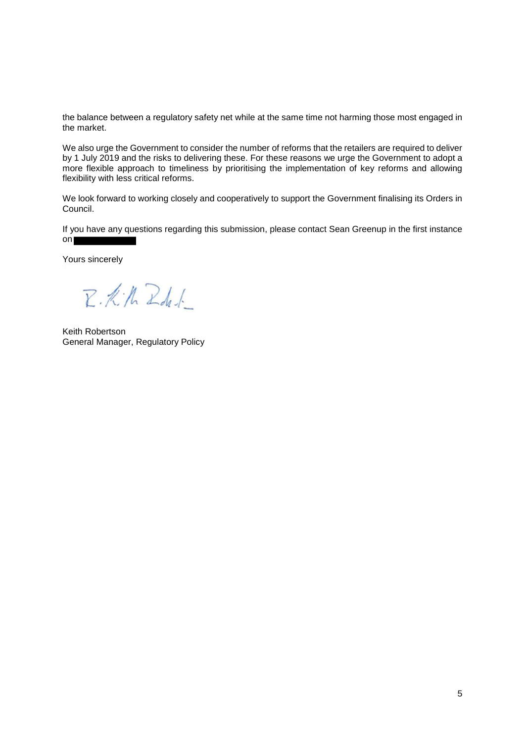the balance between a regulatory safety net while at the same time not harming those most engaged in the market.

We also urge the Government to consider the number of reforms that the retailers are required to deliver by 1 July 2019 and the risks to delivering these. For these reasons we urge the Government to adopt a more flexible approach to timeliness by prioritising the implementation of key reforms and allowing flexibility with less critical reforms.

We look forward to working closely and cooperatively to support the Government finalising its Orders in Council.

If you have any questions regarding this submission, please contact Sean Greenup in the first instance on

Yours sincerely

Keith Robertson
General Manager, Regulatory Policy